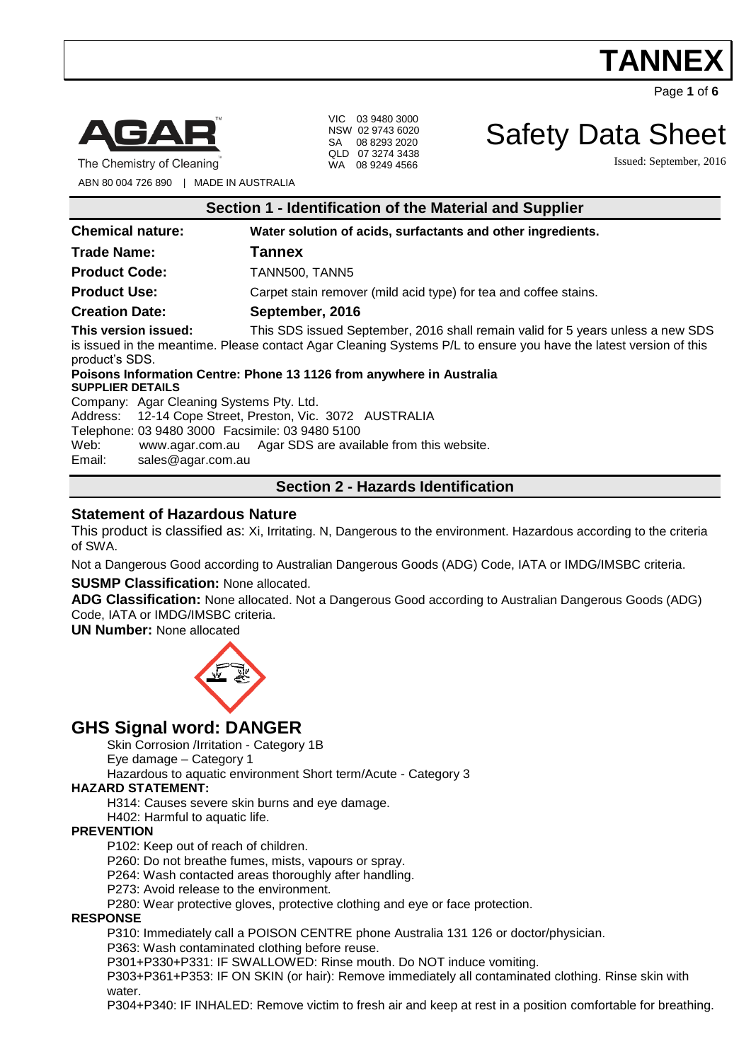# TANNEX

**AGAR**™
The Chemistry of Cleaning™

ABN 80 004 726 890 | MADE IN AUSTRALIA

VIC 03 9480 3000
NSW 02 9743 6020
SA 08 8293 2020
QLD 07 3274 3438
WA 08 9249 4566

# Safety Data Sheet

Issued: September, 2016

## Section 1 - Identification of the Material and Supplier

**Chemical nature:** **Water solution of acids, surfactants and other ingredients.**

**Trade Name:** **Tannex**

**Product Code:** TANN500, TANN5

**Product Use:** Carpet stain remover (mild acid type) for tea and coffee stains.

**Creation Date:** **September, 2016**

**This version issued:** This SDS issued September, 2016 shall remain valid for 5 years unless a new SDS is issued in the meantime. Please contact Agar Cleaning Systems P/L to ensure you have the latest version of this product's SDS.

**Poisons Information Centre: Phone 13 1126 from anywhere in Australia**

**SUPPLIER DETAILS**

Company: Agar Cleaning Systems Pty. Ltd.
Address: 12-14 Cope Street, Preston, Vic. 3072 AUSTRALIA
Telephone: 03 9480 3000 Facsimile: 03 9480 5100
Web: www.agar.com.au Agar SDS are available from this website.
Email: sales@agar.com.au

## Section 2 - Hazards Identification

### Statement of Hazardous Nature

This product is classified as: Xi, Irritating. N, Dangerous to the environment. Hazardous according to the criteria of SWA.

Not a Dangerous Good according to Australian Dangerous Goods (ADG) Code, IATA or IMDG/IMSBC criteria.

**SUSMP Classification:** None allocated.

**ADG Classification:** None allocated. Not a Dangerous Good according to Australian Dangerous Goods (ADG) Code, IATA or IMDG/IMSBC criteria.

**UN Number:** None allocated

## GHS Signal word: DANGER

Skin Corrosion /Irritation - Category 1B
Eye damage – Category 1
Hazardous to aquatic environment Short term/Acute - Category 3

**HAZARD STATEMENT:**

H314: Causes severe skin burns and eye damage.
H402: Harmful to aquatic life.

**PREVENTION**

P102: Keep out of reach of children.
P260: Do not breathe fumes, mists, vapours or spray.
P264: Wash contacted areas thoroughly after handling.
P273: Avoid release to the environment.
P280: Wear protective gloves, protective clothing and eye or face protection.

**RESPONSE**

P310: Immediately call a POISON CENTRE phone Australia 131 126 or doctor/physician.
P363: Wash contaminated clothing before reuse.
P301+P330+P331: IF SWALLOWED: Rinse mouth. Do NOT induce vomiting.
P303+P361+P353: IF ON SKIN (or hair): Remove immediately all contaminated clothing. Rinse skin with water.
P304+P340: IF INHALED: Remove victim to fresh air and keep at rest in a position comfortable for breathing.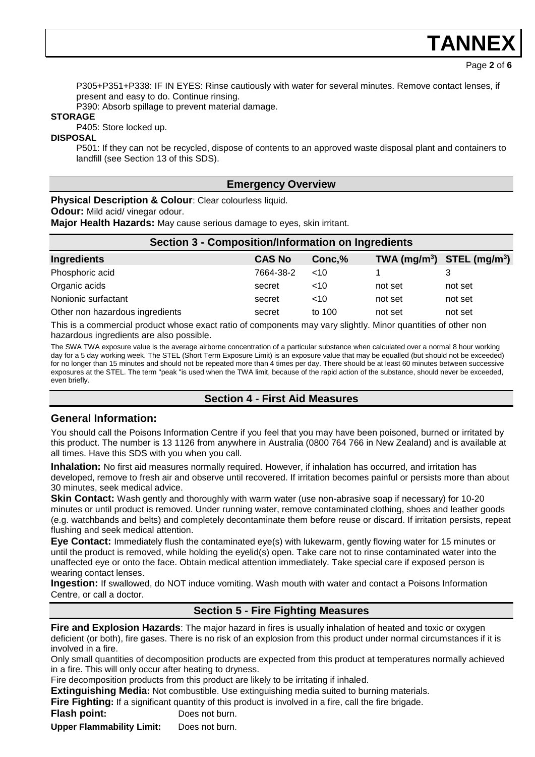P305+P351+P338: IF IN EYES: Rinse cautiously with water for several minutes. Remove contact lenses, if present and easy to do. Continue rinsing.

P390: Absorb spillage to prevent material damage.

**STORAGE**

P405: Store locked up.

**DISPOSAL**

P501: If they can not be recycled, dispose of contents to an approved waste disposal plant and containers to landfill (see Section 13 of this SDS).

## Emergency Overview

**Physical Description & Colour**: Clear colourless liquid.

**Odour:** Mild acid/ vinegar odour.

**Major Health Hazards:** May cause serious damage to eyes, skin irritant.

## Section 3 - Composition/Information on Ingredients

| Ingredients | CAS No | Conc,% | TWA (mg/m$^3$) | STEL (mg/m$^3$) |
|---|---|---|---|---|
| Phosphoric acid | 7664-38-2 | <10 | 1 | 3 |
| Organic acids | secret | <10 | not set | not set |
| Nonionic surfactant | secret | <10 | not set | not set |
| Other non hazardous ingredients | secret | to 100 | not set | not set |

This is a commercial product whose exact ratio of components may vary slightly. Minor quantities of other non hazardous ingredients are also possible.

The SWA TWA exposure value is the average airborne concentration of a particular substance when calculated over a normal 8 hour working day for a 5 day working week. The STEL (Short Term Exposure Limit) is an exposure value that may be equalled (but should not be exceeded) for no longer than 15 minutes and should not be repeated more than 4 times per day. There should be at least 60 minutes between successive exposures at the STEL. The term "peak "is used when the TWA limit, because of the rapid action of the substance, should never be exceeded, even briefly.

## Section 4 - First Aid Measures

### General Information:

You should call the Poisons Information Centre if you feel that you may have been poisoned, burned or irritated by this product. The number is 13 1126 from anywhere in Australia (0800 764 766 in New Zealand) and is available at all times. Have this SDS with you when you call.

**Inhalation:** No first aid measures normally required. However, if inhalation has occurred, and irritation has developed, remove to fresh air and observe until recovered. If irritation becomes painful or persists more than about 30 minutes, seek medical advice.

**Skin Contact:** Wash gently and thoroughly with warm water (use non-abrasive soap if necessary) for 10-20 minutes or until product is removed. Under running water, remove contaminated clothing, shoes and leather goods (e.g. watchbands and belts) and completely decontaminate them before reuse or discard. If irritation persists, repeat flushing and seek medical attention.

**Eye Contact:** Immediately flush the contaminated eye(s) with lukewarm, gently flowing water for 15 minutes or until the product is removed, while holding the eyelid(s) open. Take care not to rinse contaminated water into the unaffected eye or onto the face. Obtain medical attention immediately. Take special care if exposed person is wearing contact lenses.

**Ingestion:** If swallowed, do NOT induce vomiting. Wash mouth with water and contact a Poisons Information Centre, or call a doctor.

## Section 5 - Fire Fighting Measures

**Fire and Explosion Hazards**: The major hazard in fires is usually inhalation of heated and toxic or oxygen deficient (or both), fire gases. There is no risk of an explosion from this product under normal circumstances if it is involved in a fire.

Only small quantities of decomposition products are expected from this product at temperatures normally achieved in a fire. This will only occur after heating to dryness.

Fire decomposition products from this product are likely to be irritating if inhaled.

**Extinguishing Media:** Not combustible. Use extinguishing media suited to burning materials.

**Fire Fighting:** If a significant quantity of this product is involved in a fire, call the fire brigade.

**Flash point:** Does not burn.

**Upper Flammability Limit:** Does not burn.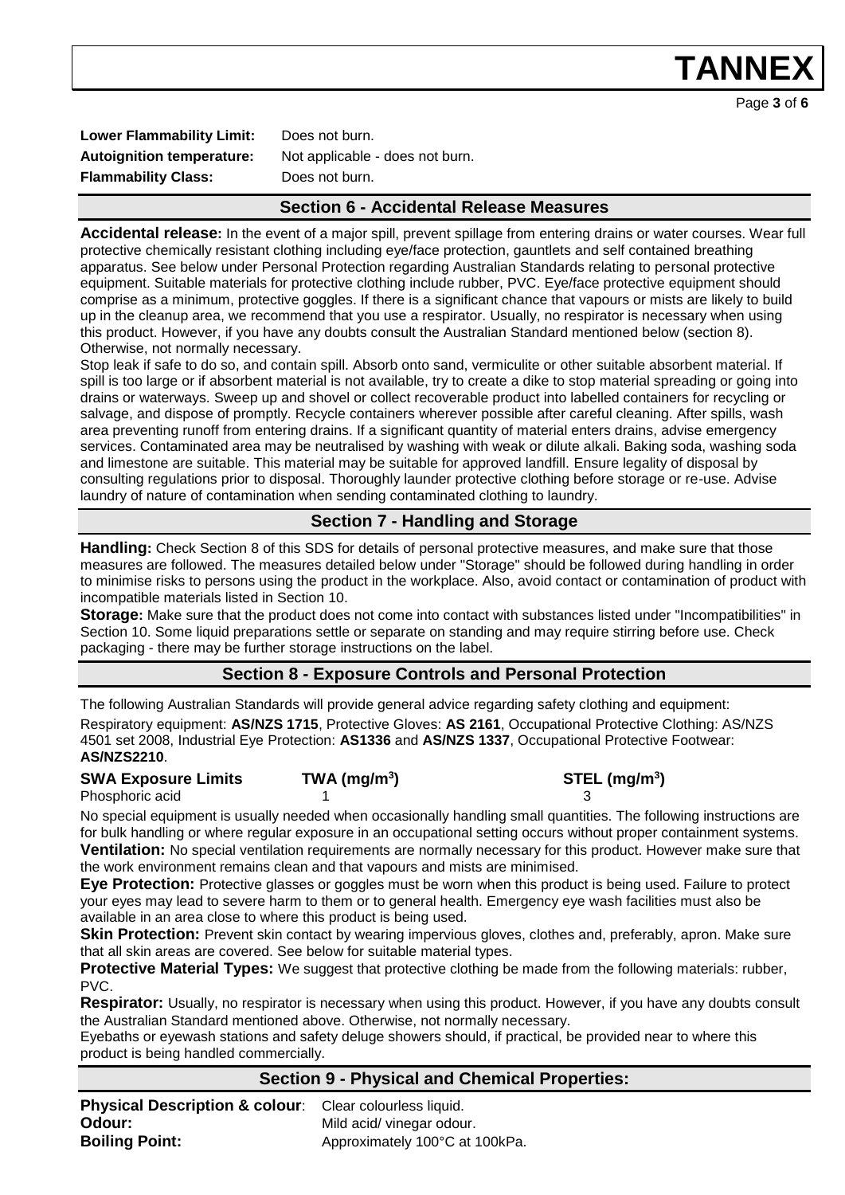**Lower Flammability Limit:** Does not burn.
**Autoignition temperature:** Not applicable - does not burn.
**Flammability Class:** Does not burn.

## Section 6 - Accidental Release Measures

**Accidental release:** In the event of a major spill, prevent spillage from entering drains or water courses. Wear full protective chemically resistant clothing including eye/face protection, gauntlets and self contained breathing apparatus. See below under Personal Protection regarding Australian Standards relating to personal protective equipment. Suitable materials for protective clothing include rubber, PVC. Eye/face protective equipment should comprise as a minimum, protective goggles. If there is a significant chance that vapours or mists are likely to build up in the cleanup area, we recommend that you use a respirator. Usually, no respirator is necessary when using this product. However, if you have any doubts consult the Australian Standard mentioned below (section 8). Otherwise, not normally necessary.

Stop leak if safe to do so, and contain spill. Absorb onto sand, vermiculite or other suitable absorbent material. If spill is too large or if absorbent material is not available, try to create a dike to stop material spreading or going into drains or waterways. Sweep up and shovel or collect recoverable product into labelled containers for recycling or salvage, and dispose of promptly. Recycle containers wherever possible after careful cleaning. After spills, wash area preventing runoff from entering drains. If a significant quantity of material enters drains, advise emergency services. Contaminated area may be neutralised by washing with weak or dilute alkali. Baking soda, washing soda and limestone are suitable. This material may be suitable for approved landfill. Ensure legality of disposal by consulting regulations prior to disposal. Thoroughly launder protective clothing before storage or re-use. Advise laundry of nature of contamination when sending contaminated clothing to laundry.

## Section 7 - Handling and Storage

**Handling:** Check Section 8 of this SDS for details of personal protective measures, and make sure that those measures are followed. The measures detailed below under "Storage" should be followed during handling in order to minimise risks to persons using the product in the workplace. Also, avoid contact or contamination of product with incompatible materials listed in Section 10.

**Storage:** Make sure that the product does not come into contact with substances listed under "Incompatibilities" in Section 10. Some liquid preparations settle or separate on standing and may require stirring before use. Check packaging - there may be further storage instructions on the label.

## Section 8 - Exposure Controls and Personal Protection

The following Australian Standards will provide general advice regarding safety clothing and equipment:
Respiratory equipment: **AS/NZS 1715**, Protective Gloves: **AS 2161**, Occupational Protective Clothing: AS/NZS 4501 set 2008, Industrial Eye Protection: **AS1336** and **AS/NZS 1337**, Occupational Protective Footwear: **AS/NZS2210**.

| SWA Exposure Limits | TWA (mg/m$^3$) | STEL (mg/m$^3$) |
|---|---|---|
| Phosphoric acid | 1 | 3 |

No special equipment is usually needed when occasionally handling small quantities. The following instructions are for bulk handling or where regular exposure in an occupational setting occurs without proper containment systems.

**Ventilation:** No special ventilation requirements are normally necessary for this product. However make sure that the work environment remains clean and that vapours and mists are minimised.

**Eye Protection:** Protective glasses or goggles must be worn when this product is being used. Failure to protect your eyes may lead to severe harm to them or to general health. Emergency eye wash facilities must also be available in an area close to where this product is being used.

**Skin Protection:** Prevent skin contact by wearing impervious gloves, clothes and, preferably, apron. Make sure that all skin areas are covered. See below for suitable material types.

**Protective Material Types:** We suggest that protective clothing be made from the following materials: rubber, PVC.

**Respirator:** Usually, no respirator is necessary when using this product. However, if you have any doubts consult the Australian Standard mentioned above. Otherwise, not normally necessary.

Eyebaths or eyewash stations and safety deluge showers should, if practical, be provided near to where this product is being handled commercially.

## Section 9 - Physical and Chemical Properties:

**Physical Description & colour**: Clear colourless liquid.
**Odour:** Mild acid/ vinegar odour.
**Boiling Point:** Approximately 100°C at 100kPa.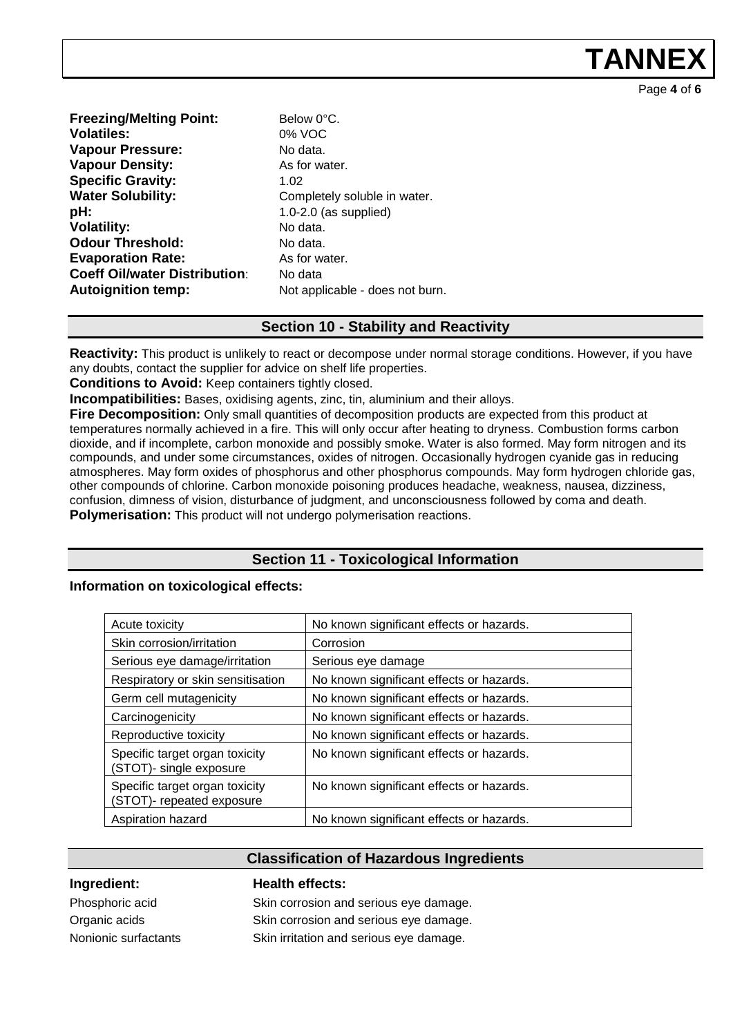**Freezing/Melting Point:** Below 0°C.
**Volatiles:** 0% VOC
**Vapour Pressure:** No data.
**Vapour Density:** As for water.
**Specific Gravity:** 1.02
**Water Solubility:** Completely soluble in water.
**pH:** 1.0-2.0 (as supplied)
**Volatility:** No data.
**Odour Threshold:** No data.
**Evaporation Rate:** As for water.
**Coeff Oil/water Distribution**: No data
**Autoignition temp:** Not applicable - does not burn.

## Section 10 - Stability and Reactivity

**Reactivity:** This product is unlikely to react or decompose under normal storage conditions. However, if you have any doubts, contact the supplier for advice on shelf life properties.

**Conditions to Avoid:** Keep containers tightly closed.

**Incompatibilities:** Bases, oxidising agents, zinc, tin, aluminium and their alloys.

**Fire Decomposition:** Only small quantities of decomposition products are expected from this product at temperatures normally achieved in a fire. This will only occur after heating to dryness. Combustion forms carbon dioxide, and if incomplete, carbon monoxide and possibly smoke. Water is also formed. May form nitrogen and its compounds, and under some circumstances, oxides of nitrogen. Occasionally hydrogen cyanide gas in reducing atmospheres. May form oxides of phosphorus and other phosphorus compounds. May form hydrogen chloride gas, other compounds of chlorine. Carbon monoxide poisoning produces headache, weakness, nausea, dizziness, confusion, dimness of vision, disturbance of judgment, and unconsciousness followed by coma and death.

**Polymerisation:** This product will not undergo polymerisation reactions.

## Section 11 - Toxicological Information

**Information on toxicological effects:**

| | |
|---|---|
| Acute toxicity | No known significant effects or hazards. |
| Skin corrosion/irritation | Corrosion |
| Serious eye damage/irritation | Serious eye damage |
| Respiratory or skin sensitisation | No known significant effects or hazards. |
| Germ cell mutagenicity | No known significant effects or hazards. |
| Carcinogenicity | No known significant effects or hazards. |
| Reproductive toxicity | No known significant effects or hazards. |
| Specific target organ toxicity (STOT)- single exposure | No known significant effects or hazards. |
| Specific target organ toxicity (STOT)- repeated exposure | No known significant effects or hazards. |
| Aspiration hazard | No known significant effects or hazards. |

## Classification of Hazardous Ingredients

| Ingredient: | Health effects: |
|---|---|
| Phosphoric acid | Skin corrosion and serious eye damage. |
| Organic acids | Skin corrosion and serious eye damage. |
| Nonionic surfactants | Skin irritation and serious eye damage. |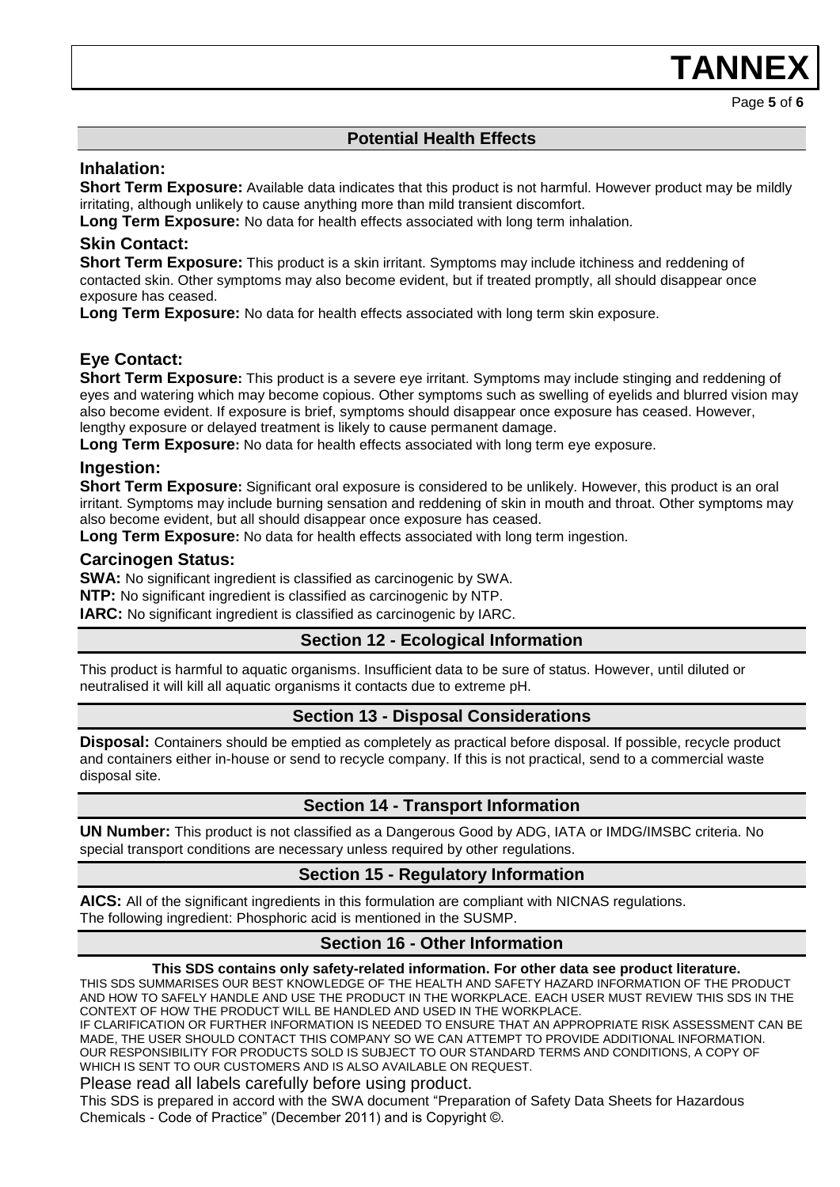## Potential Health Effects

### Inhalation:

**Short Term Exposure:** Available data indicates that this product is not harmful. However product may be mildly irritating, although unlikely to cause anything more than mild transient discomfort.

**Long Term Exposure:** No data for health effects associated with long term inhalation.

### Skin Contact:

**Short Term Exposure:** This product is a skin irritant. Symptoms may include itchiness and reddening of contacted skin. Other symptoms may also become evident, but if treated promptly, all should disappear once exposure has ceased.

**Long Term Exposure:** No data for health effects associated with long term skin exposure.

### Eye Contact:

**Short Term Exposure:** This product is a severe eye irritant. Symptoms may include stinging and reddening of eyes and watering which may become copious. Other symptoms such as swelling of eyelids and blurred vision may also become evident. If exposure is brief, symptoms should disappear once exposure has ceased. However, lengthy exposure or delayed treatment is likely to cause permanent damage.

**Long Term Exposure:** No data for health effects associated with long term eye exposure.

### Ingestion:

**Short Term Exposure:** Significant oral exposure is considered to be unlikely. However, this product is an oral irritant. Symptoms may include burning sensation and reddening of skin in mouth and throat. Other symptoms may also become evident, but all should disappear once exposure has ceased.

**Long Term Exposure:** No data for health effects associated with long term ingestion.

### Carcinogen Status:

**SWA:** No significant ingredient is classified as carcinogenic by SWA.
**NTP:** No significant ingredient is classified as carcinogenic by NTP.
**IARC:** No significant ingredient is classified as carcinogenic by IARC.

## Section 12 - Ecological Information

This product is harmful to aquatic organisms. Insufficient data to be sure of status. However, until diluted or neutralised it will kill all aquatic organisms it contacts due to extreme pH.

## Section 13 - Disposal Considerations

**Disposal:** Containers should be emptied as completely as practical before disposal. If possible, recycle product and containers either in-house or send to recycle company. If this is not practical, send to a commercial waste disposal site.

## Section 14 - Transport Information

**UN Number:** This product is not classified as a Dangerous Good by ADG, IATA or IMDG/IMSBC criteria. No special transport conditions are necessary unless required by other regulations.

## Section 15 - Regulatory Information

**AICS:** All of the significant ingredients in this formulation are compliant with NICNAS regulations.
The following ingredient: Phosphoric acid is mentioned in the SUSMP.

## Section 16 - Other Information

**This SDS contains only safety-related information. For other data see product literature.**

THIS SDS SUMMARISES OUR BEST KNOWLEDGE OF THE HEALTH AND SAFETY HAZARD INFORMATION OF THE PRODUCT AND HOW TO SAFELY HANDLE AND USE THE PRODUCT IN THE WORKPLACE. EACH USER MUST REVIEW THIS SDS IN THE CONTEXT OF HOW THE PRODUCT WILL BE HANDLED AND USED IN THE WORKPLACE.
IF CLARIFICATION OR FURTHER INFORMATION IS NEEDED TO ENSURE THAT AN APPROPRIATE RISK ASSESSMENT CAN BE MADE, THE USER SHOULD CONTACT THIS COMPANY SO WE CAN ATTEMPT TO PROVIDE ADDITIONAL INFORMATION.
OUR RESPONSIBILITY FOR PRODUCTS SOLD IS SUBJECT TO OUR STANDARD TERMS AND CONDITIONS, A COPY OF WHICH IS SENT TO OUR CUSTOMERS AND IS ALSO AVAILABLE ON REQUEST.

Please read all labels carefully before using product.

This SDS is prepared in accord with the SWA document "Preparation of Safety Data Sheets for Hazardous Chemicals - Code of Practice" (December 2011) and is Copyright ©.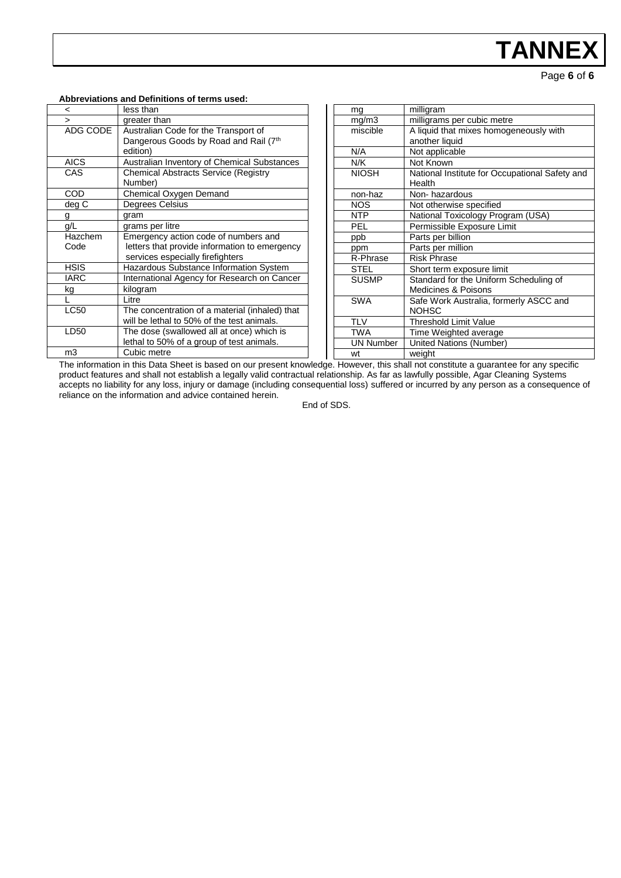**Abbreviations and Definitions of terms used:**

| | |
|---|---|
| < | less than |
| > | greater than |
| ADG CODE | Australian Code for the Transport of Dangerous Goods by Road and Rail (7th edition) |
| AICS | Australian Inventory of Chemical Substances |
| CAS | Chemical Abstracts Service (Registry Number) |
| COD | Chemical Oxygen Demand |
| deg C | Degrees Celsius |
| g | gram |
| g/L | grams per litre |
| Hazchem Code | Emergency action code of numbers and letters that provide information to emergency services especially firefighters |
| HSIS | Hazardous Substance Information System |
| IARC | International Agency for Research on Cancer |
| kg | kilogram |
| L | Litre |
| LC50 | The concentration of a material (inhaled) that will be lethal to 50% of the test animals. |
| LD50 | The dose (swallowed all at once) which is lethal to 50% of a group of test animals. |
| m3 | Cubic metre |

| | |
|---|---|
| mg | milligram |
| mg/m3 | milligrams per cubic metre |
| miscible | A liquid that mixes homogeneously with another liquid |
| N/A | Not applicable |
| N/K | Not Known |
| NIOSH | National Institute for Occupational Safety and Health |
| non-haz | Non- hazardous |
| NOS | Not otherwise specified |
| NTP | National Toxicology Program (USA) |
| PEL | Permissible Exposure Limit |
| ppb | Parts per billion |
| ppm | Parts per million |
| R-Phrase | Risk Phrase |
| STEL | Short term exposure limit |
| SUSMP | Standard for the Uniform Scheduling of Medicines & Poisons |
| SWA | Safe Work Australia, formerly ASCC and NOHSC |
| TLV | Threshold Limit Value |
| TWA | Time Weighted average |
| UN Number | United Nations (Number) |
| wt | weight |

The information in this Data Sheet is based on our present knowledge. However, this shall not constitute a guarantee for any specific product features and shall not establish a legally valid contractual relationship. As far as lawfully possible, Agar Cleaning Systems accepts no liability for any loss, injury or damage (including consequential loss) suffered or incurred by any person as a consequence of reliance on the information and advice contained herein.

End of SDS.